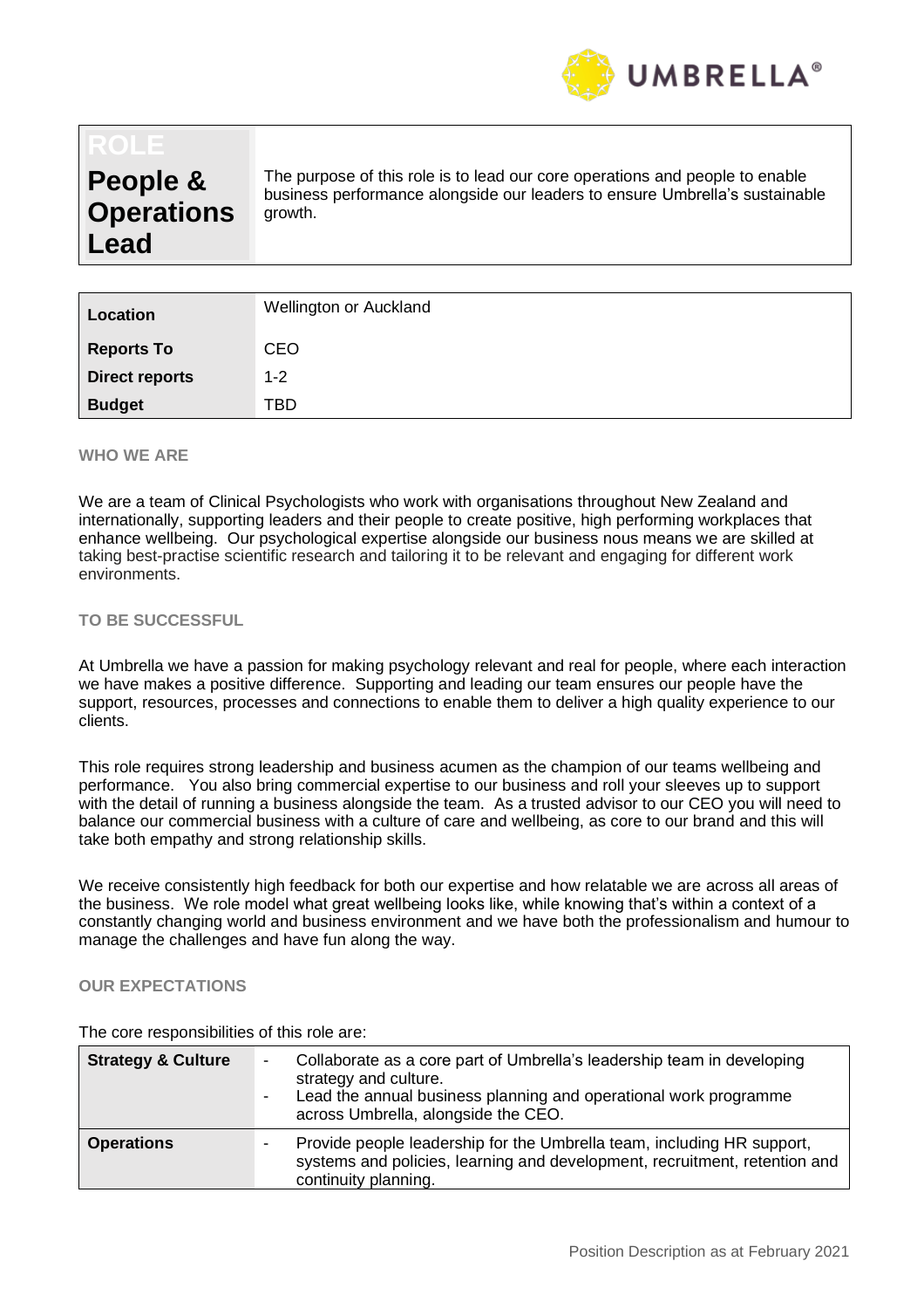| ROLE People & Operations Lead | The purpose of this role is to lead our core operations and people to enable business performance alongside our leaders to ensure Umbrella's sustainable growth. |
|---|---|

| Location | Wellington or Auckland |
|---|---|
| Reports To | CEO |
| Direct reports | 1-2 |
| Budget | TBD |

### WHO WE ARE

We are a team of Clinical Psychologists who work with organisations throughout New Zealand and internationally, supporting leaders and their people to create positive, high performing workplaces that enhance wellbeing. Our psychological expertise alongside our business nous means we are skilled at taking best-practise scientific research and tailoring it to be relevant and engaging for different work environments.

### TO BE SUCCESSFUL

At Umbrella we have a passion for making psychology relevant and real for people, where each interaction we have makes a positive difference. Supporting and leading our team ensures our people have the support, resources, processes and connections to enable them to deliver a high quality experience to our clients.

This role requires strong leadership and business acumen as the champion of our teams wellbeing and performance. You also bring commercial expertise to our business and roll your sleeves up to support with the detail of running a business alongside the team. As a trusted advisor to our CEO you will need to balance our commercial business with a culture of care and wellbeing, as core to our brand and this will take both empathy and strong relationship skills.

We receive consistently high feedback for both our expertise and how relatable we are across all areas of the business. We role model what great wellbeing looks like, while knowing that's within a context of a constantly changing world and business environment and we have both the professionalism and humour to manage the challenges and have fun along the way.

### OUR EXPECTATIONS

The core responsibilities of this role are:

| Strategy & Culture | - Collaborate as a core part of Umbrella's leadership team in developing strategy and culture.<br>- Lead the annual business planning and operational work programme across Umbrella, alongside the CEO. |
|---|---|
| Operations | - Provide people leadership for the Umbrella team, including HR support, systems and policies, learning and development, recruitment, retention and continuity planning. |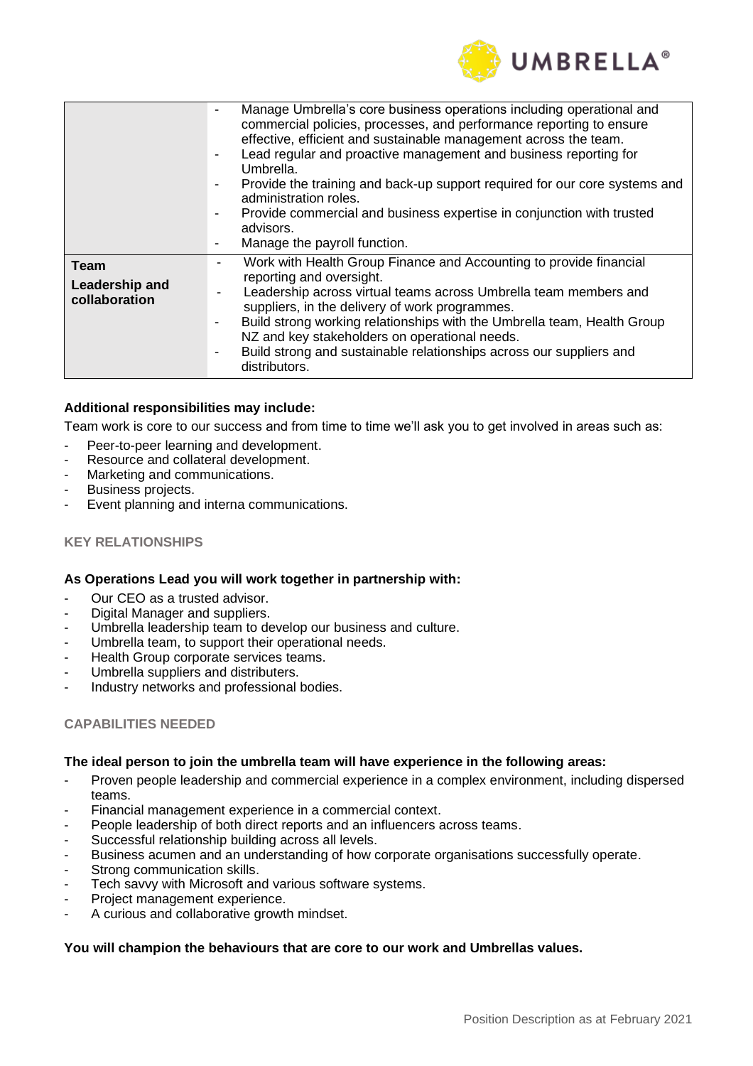| | |
|---|---|
| | - Manage Umbrella's core business operations including operational and commercial policies, processes, and performance reporting to ensure effective, efficient and sustainable management across the team.<br>- Lead regular and proactive management and business reporting for Umbrella.<br>- Provide the training and back-up support required for our core systems and administration roles.<br>- Provide commercial and business expertise in conjunction with trusted advisors.<br>- Manage the payroll function. |
| **Team Leadership and collaboration** | - Work with Health Group Finance and Accounting to provide financial reporting and oversight.<br>- Leadership across virtual teams across Umbrella team members and suppliers, in the delivery of work programmes.<br>- Build strong working relationships with the Umbrella team, Health Group NZ and key stakeholders on operational needs.<br>- Build strong and sustainable relationships across our suppliers and distributors. |

**Additional responsibilities may include:**

Team work is core to our success and from time to time we'll ask you to get involved in areas such as:

- Peer-to-peer learning and development.
- Resource and collateral development.
- Marketing and communications.
- Business projects.
- Event planning and interna communications.

## KEY RELATIONSHIPS

**As Operations Lead you will work together in partnership with:**

- Our CEO as a trusted advisor.
- Digital Manager and suppliers.
- Umbrella leadership team to develop our business and culture.
- Umbrella team, to support their operational needs.
- Health Group corporate services teams.
- Umbrella suppliers and distributers.
- Industry networks and professional bodies.

## CAPABILITIES NEEDED

**The ideal person to join the umbrella team will have experience in the following areas:**

- Proven people leadership and commercial experience in a complex environment, including dispersed teams.
- Financial management experience in a commercial context.
- People leadership of both direct reports and an influencers across teams.
- Successful relationship building across all levels.
- Business acumen and an understanding of how corporate organisations successfully operate.
- Strong communication skills.
- Tech savvy with Microsoft and various software systems.
- Project management experience.
- A curious and collaborative growth mindset.

**You will champion the behaviours that are core to our work and Umbrellas values.**